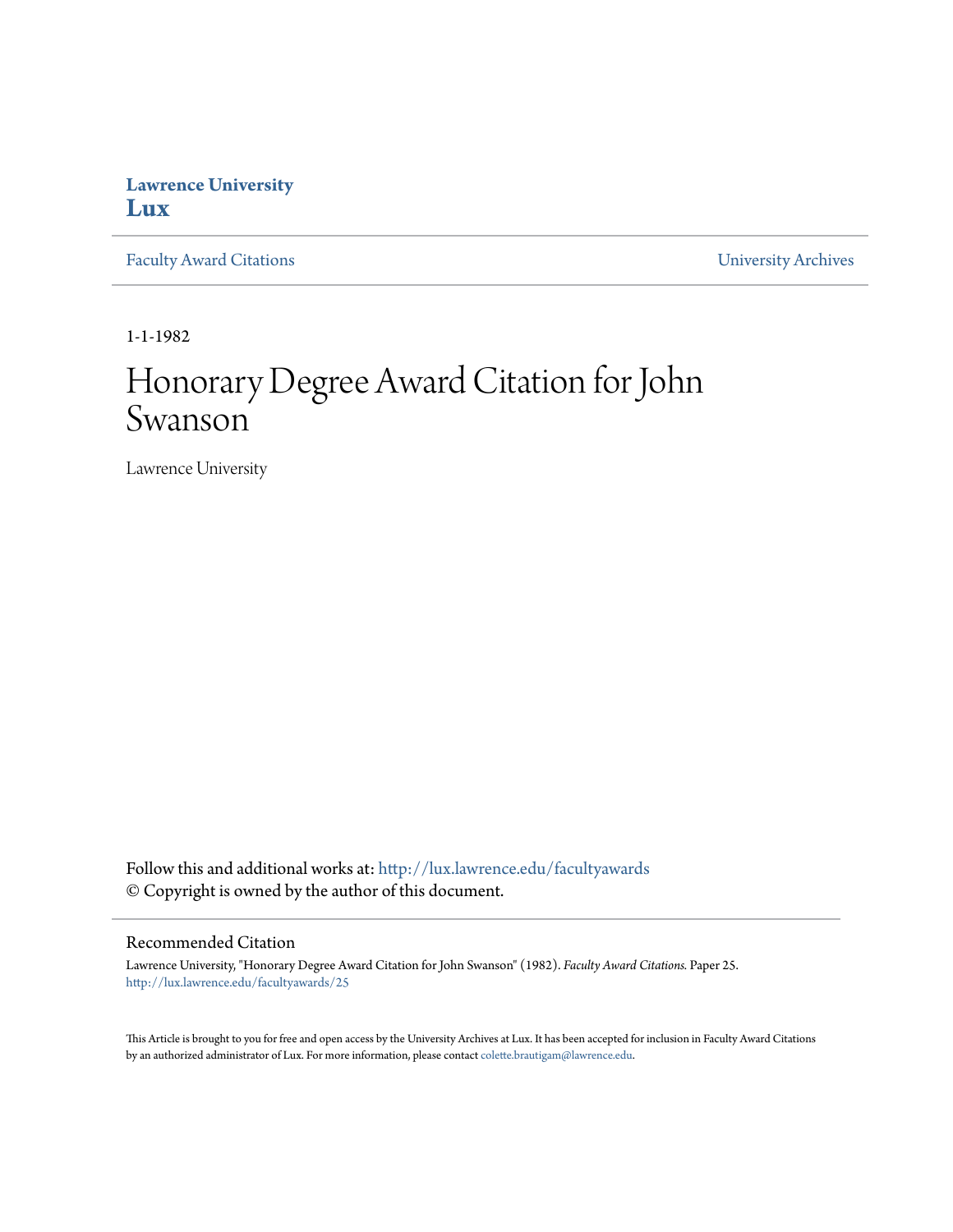**Lawrence University**
**Lux**

Faculty Award Citations | University Archives

1-1-1982

# Honorary Degree Award Citation for John Swanson

Lawrence University

Follow this and additional works at: http://lux.lawrence.edu/facultyawards
© Copyright is owned by the author of this document.

## Recommended Citation

Lawrence University, "Honorary Degree Award Citation for John Swanson" (1982). *Faculty Award Citations.* Paper 25.
http://lux.lawrence.edu/facultyawards/25

This Article is brought to you for free and open access by the University Archives at Lux. It has been accepted for inclusion in Faculty Award Citations by an authorized administrator of Lux. For more information, please contact colette.brautigam@lawrence.edu.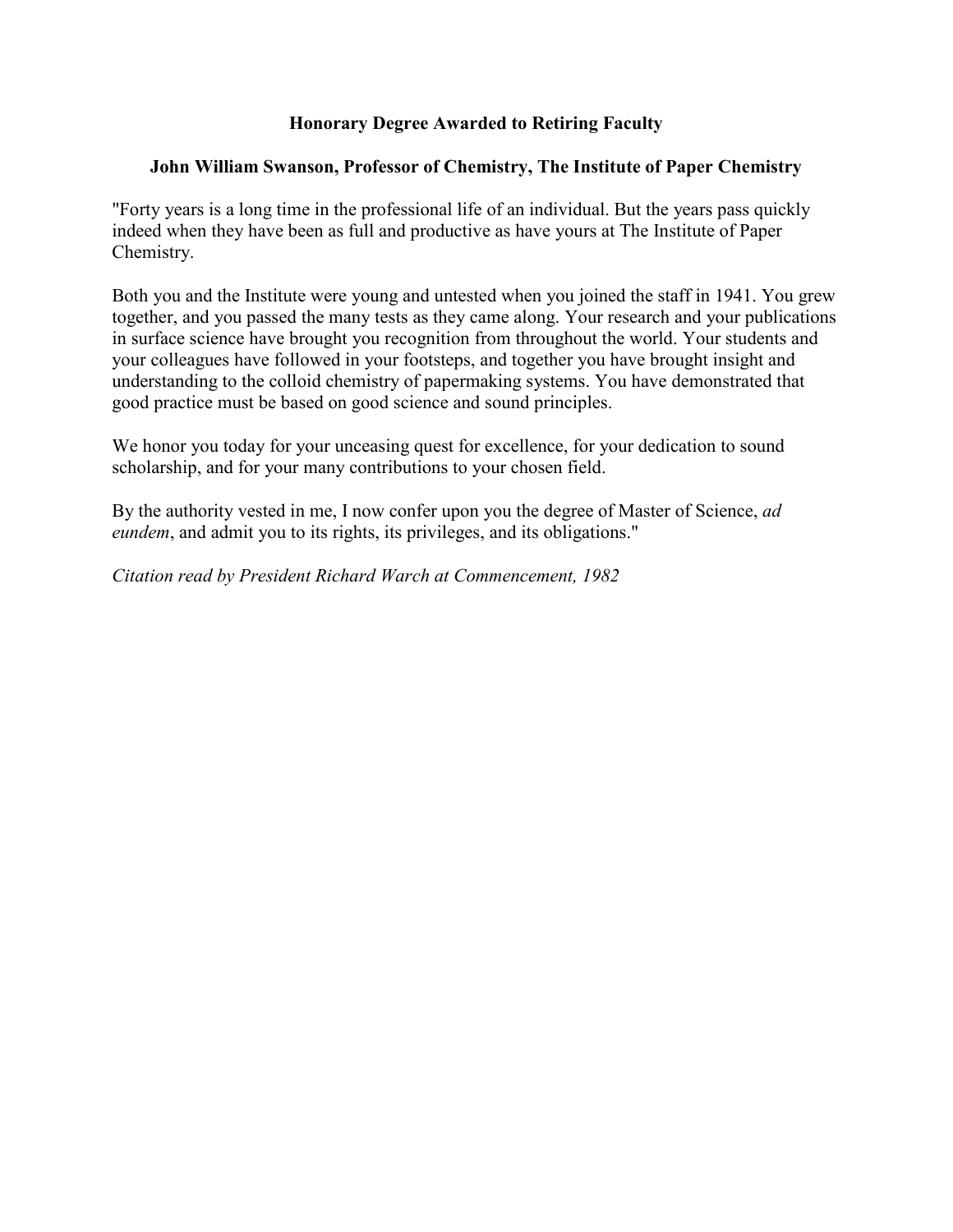## Honorary Degree Awarded to Retiring Faculty

### John William Swanson, Professor of Chemistry, The Institute of Paper Chemistry

"Forty years is a long time in the professional life of an individual. But the years pass quickly indeed when they have been as full and productive as have yours at The Institute of Paper Chemistry.

Both you and the Institute were young and untested when you joined the staff in 1941. You grew together, and you passed the many tests as they came along. Your research and your publications in surface science have brought you recognition from throughout the world. Your students and your colleagues have followed in your footsteps, and together you have brought insight and understanding to the colloid chemistry of papermaking systems. You have demonstrated that good practice must be based on good science and sound principles.

We honor you today for your unceasing quest for excellence, for your dedication to sound scholarship, and for your many contributions to your chosen field.

By the authority vested in me, I now confer upon you the degree of Master of Science, *ad eundem*, and admit you to its rights, its privileges, and its obligations."

*Citation read by President Richard Warch at Commencement, 1982*